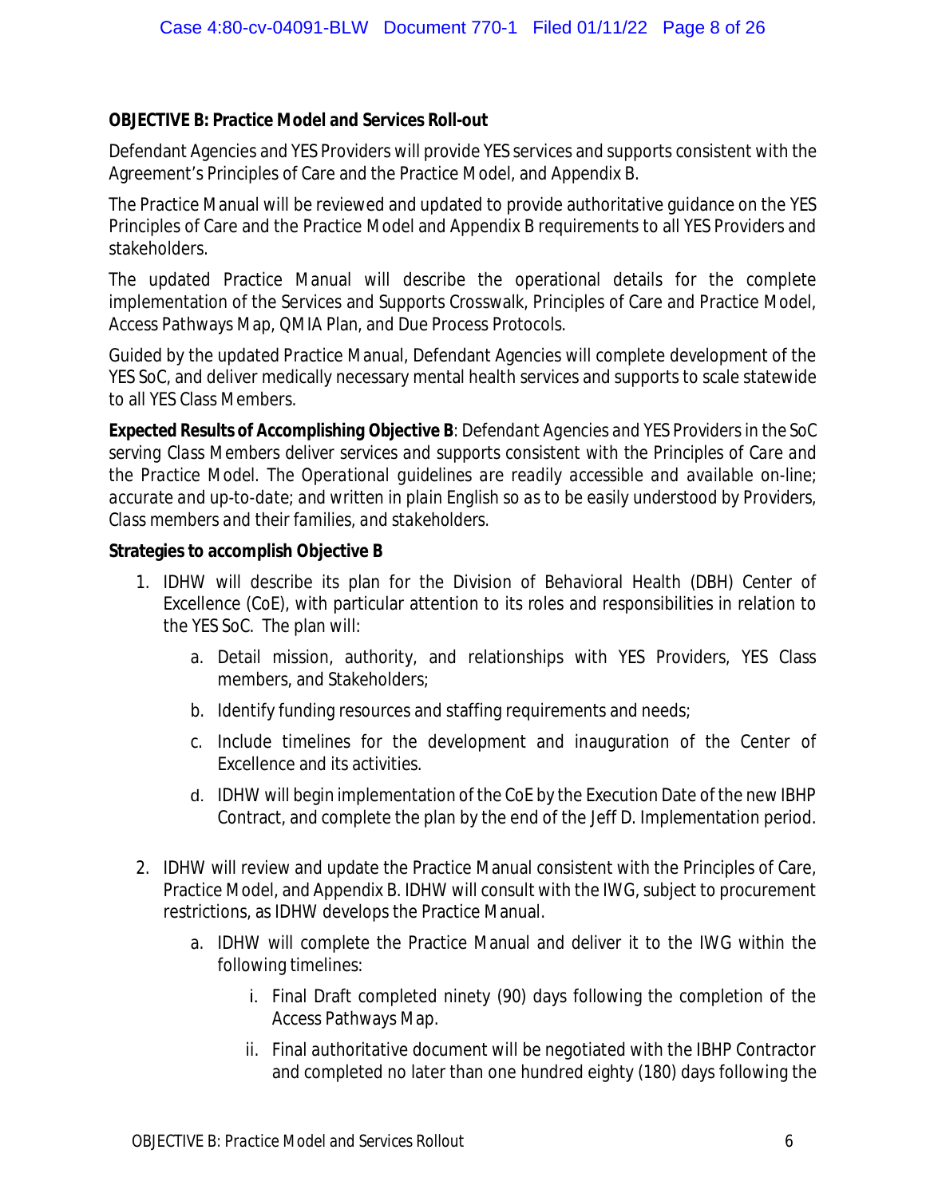**OBJECTIVE B: Practice Model and Services Roll-out**

Defendant Agencies and YES Providers will provide YES services and supports consistent with the Agreement's Principles of Care and the Practice Model, and Appendix B.

The Practice Manual will be reviewed and updated to provide authoritative guidance on the YES Principles of Care and the Practice Model and Appendix B requirements to all YES Providers and stakeholders.

The updated Practice Manual will describe the operational details for the complete implementation of the Services and Supports Crosswalk, Principles of Care and Practice Model, Access Pathways Map, QMIA Plan, and Due Process Protocols.

Guided by the updated Practice Manual, Defendant Agencies will complete development of the YES SoC, and deliver medically necessary mental health services and supports to scale statewide to all YES Class Members.

**Expected Results of Accomplishing Objective B**: *Defendant Agencies and YES Providers in the SoC serving Class Members deliver services and supports consistent with the Principles of Care and the Practice Model. The Operational guidelines are readily accessible and available on-line; accurate and up-to-date; and written in plain English so as to be easily understood by Providers, Class members and their families, and stakeholders.*

**Strategies to accomplish Objective B**

1. IDHW will describe its plan for the Division of Behavioral Health (DBH) Center of Excellence (CoE), with particular attention to its roles and responsibilities in relation to the YES SoC. The plan will:
    a. Detail mission, authority, and relationships with YES Providers, YES Class members, and Stakeholders;
    b. Identify funding resources and staffing requirements and needs;
    c. Include timelines for the development and inauguration of the Center of Excellence and its activities.
    d. IDHW will begin implementation of the CoE by the Execution Date of the new IBHP Contract, and complete the plan by the end of the Jeff D. Implementation period.

2. IDHW will review and update the Practice Manual consistent with the Principles of Care, Practice Model, and Appendix B. IDHW will consult with the IWG, subject to procurement restrictions, as IDHW develops the Practice Manual.
    a. IDHW will complete the Practice Manual and deliver it to the IWG within the following timelines:
        i. Final Draft completed ninety (90) days following the completion of the Access Pathways Map.
        ii. Final authoritative document will be negotiated with the IBHP Contractor and completed no later than one hundred eighty (180) days following the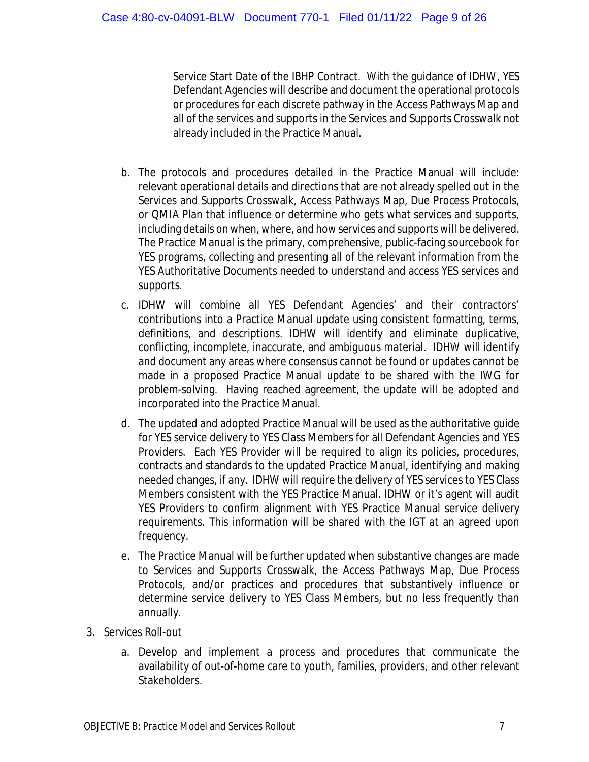Service Start Date of the IBHP Contract. With the guidance of IDHW, YES Defendant Agencies will describe and document the operational protocols or procedures for each discrete pathway in the Access Pathways Map and all of the services and supports in the Services and Supports Crosswalk not already included in the Practice Manual.

b. The protocols and procedures detailed in the Practice Manual will include: relevant operational details and directions that are not already spelled out in the Services and Supports Crosswalk, Access Pathways Map, Due Process Protocols, or QMIA Plan that influence or determine who gets what services and supports, including details on when, where, and how services and supports will be delivered. The Practice Manual is the primary, comprehensive, public-facing sourcebook for YES programs, collecting and presenting all of the relevant information from the YES Authoritative Documents needed to understand and access YES services and supports.

c. IDHW will combine all YES Defendant Agencies' and their contractors' contributions into a Practice Manual update using consistent formatting, terms, definitions, and descriptions. IDHW will identify and eliminate duplicative, conflicting, incomplete, inaccurate, and ambiguous material. IDHW will identify and document any areas where consensus cannot be found or updates cannot be made in a proposed Practice Manual update to be shared with the IWG for problem-solving. Having reached agreement, the update will be adopted and incorporated into the Practice Manual.

d. The updated and adopted Practice Manual will be used as the authoritative guide for YES service delivery to YES Class Members for all Defendant Agencies and YES Providers. Each YES Provider will be required to align its policies, procedures, contracts and standards to the updated Practice Manual, identifying and making needed changes, if any. IDHW will require the delivery of YES services to YES Class Members consistent with the YES Practice Manual. IDHW or it's agent will audit YES Providers to confirm alignment with YES Practice Manual service delivery requirements. This information will be shared with the IGT at an agreed upon frequency.

e. The Practice Manual will be further updated when substantive changes are made to Services and Supports Crosswalk, the Access Pathways Map, Due Process Protocols, and/or practices and procedures that substantively influence or determine service delivery to YES Class Members, but no less frequently than annually.

3. Services Roll-out

   a. Develop and implement a process and procedures that communicate the availability of out-of-home care to youth, families, providers, and other relevant Stakeholders.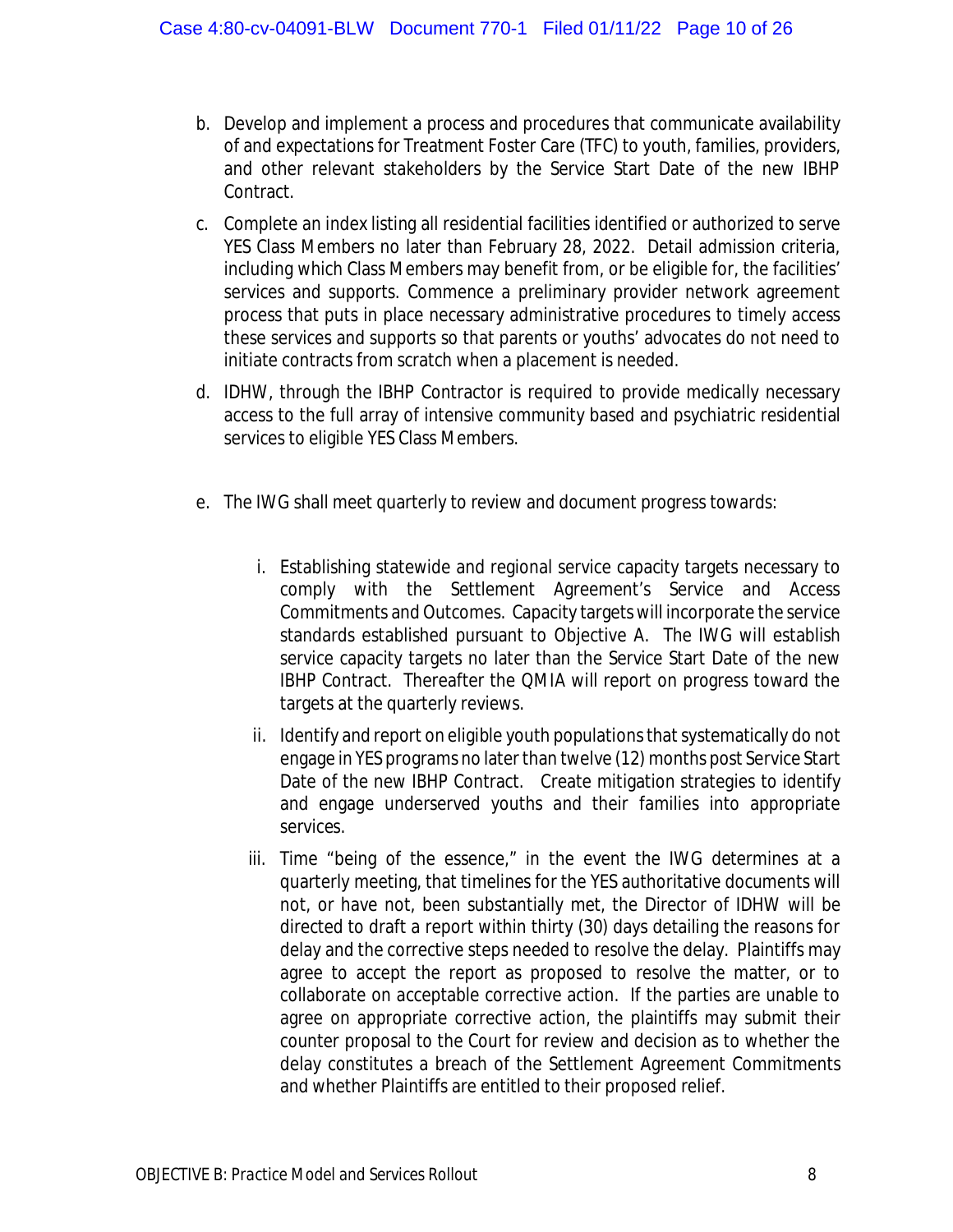b. Develop and implement a process and procedures that communicate availability of and expectations for Treatment Foster Care (TFC) to youth, families, providers, and other relevant stakeholders by the Service Start Date of the new IBHP Contract.

c. Complete an index listing all residential facilities identified or authorized to serve YES Class Members no later than February 28, 2022. Detail admission criteria, including which Class Members may benefit from, or be eligible for, the facilities' services and supports. Commence a preliminary provider network agreement process that puts in place necessary administrative procedures to timely access these services and supports so that parents or youths' advocates do not need to initiate contracts from scratch when a placement is needed.

d. IDHW, through the IBHP Contractor is required to provide medically necessary access to the full array of intensive community based and psychiatric residential services to eligible YES Class Members.

e. The IWG shall meet quarterly to review and document progress towards:

   i. Establishing statewide and regional service capacity targets necessary to comply with the Settlement Agreement's Service and Access Commitments and Outcomes. Capacity targets will incorporate the service standards established pursuant to Objective A. The IWG will establish service capacity targets no later than the Service Start Date of the new IBHP Contract. Thereafter the QMIA will report on progress toward the targets at the quarterly reviews.

   ii. Identify and report on eligible youth populations that systematically do not engage in YES programs no later than twelve (12) months post Service Start Date of the new IBHP Contract. Create mitigation strategies to identify and engage underserved youths and their families into appropriate services.

   iii. Time "being of the essence," in the event the IWG determines at a quarterly meeting, that timelines for the YES authoritative documents will not, or have not, been substantially met, the Director of IDHW will be directed to draft a report within thirty (30) days detailing the reasons for delay and the corrective steps needed to resolve the delay. Plaintiffs may agree to accept the report as proposed to resolve the matter, or to collaborate on acceptable corrective action. If the parties are unable to agree on appropriate corrective action, the plaintiffs may submit their counter proposal to the Court for review and decision as to whether the delay constitutes a breach of the Settlement Agreement Commitments and whether Plaintiffs are entitled to their proposed relief.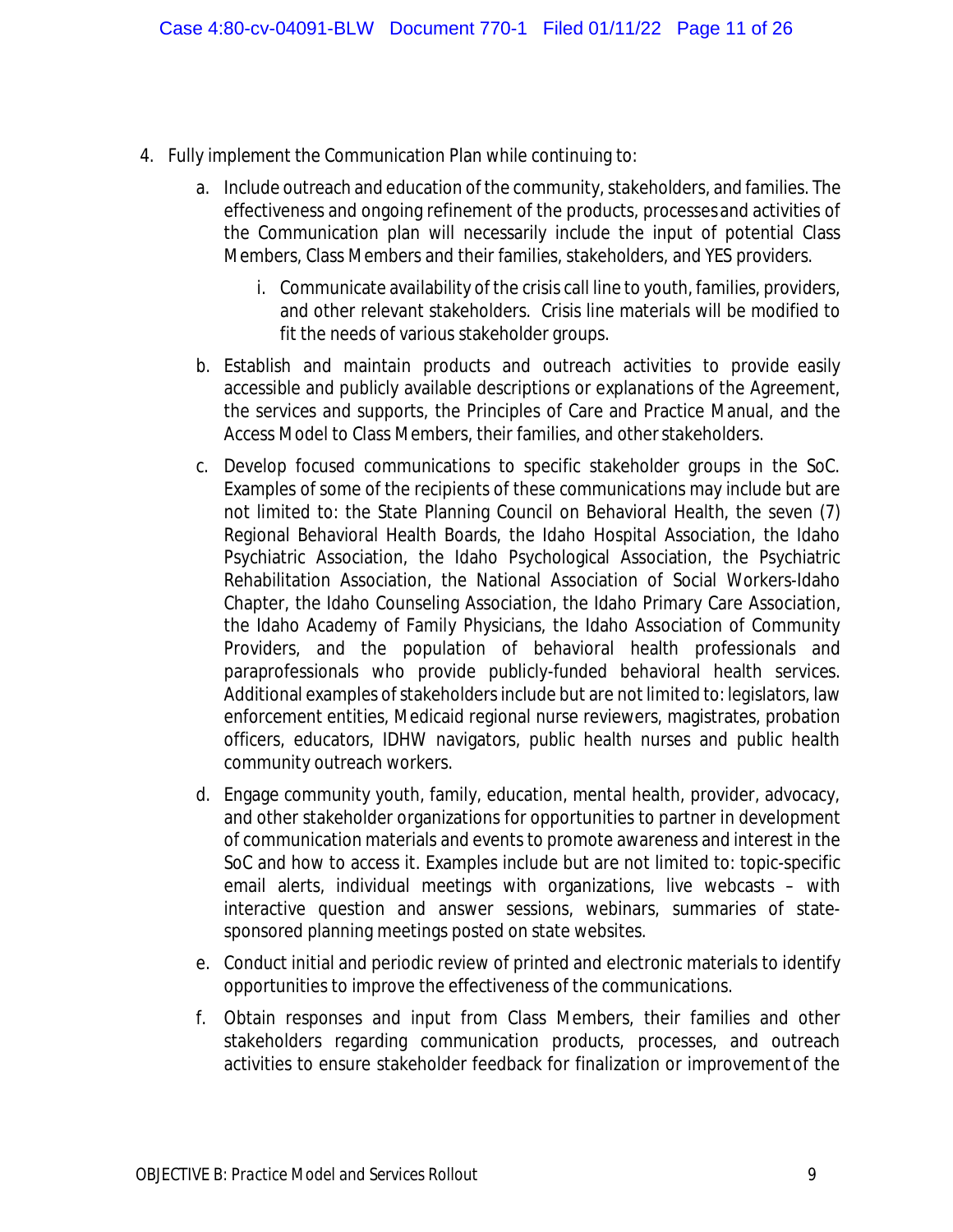4. Fully implement the Communication Plan while continuing to:
    a. Include outreach and education of the community, stakeholders, and families. The effectiveness and ongoing refinement of the products, processes and activities of the Communication plan will necessarily include the input of potential Class Members, Class Members and their families, stakeholders, and YES providers.
        i. Communicate availability of the crisis call line to youth, families, providers, and other relevant stakeholders. Crisis line materials will be modified to fit the needs of various stakeholder groups.
    b. Establish and maintain products and outreach activities to provide easily accessible and publicly available descriptions or explanations of the Agreement, the services and supports, the Principles of Care and Practice Manual, and the Access Model to Class Members, their families, and other stakeholders.
    c. Develop focused communications to specific stakeholder groups in the SoC. Examples of some of the recipients of these communications may include but are not limited to: the State Planning Council on Behavioral Health, the seven (7) Regional Behavioral Health Boards, the Idaho Hospital Association, the Idaho Psychiatric Association, the Idaho Psychological Association, the Psychiatric Rehabilitation Association, the National Association of Social Workers-Idaho Chapter, the Idaho Counseling Association, the Idaho Primary Care Association, the Idaho Academy of Family Physicians, the Idaho Association of Community Providers, and the population of behavioral health professionals and paraprofessionals who provide publicly-funded behavioral health services. Additional examples of stakeholders include but are not limited to: legislators, law enforcement entities, Medicaid regional nurse reviewers, magistrates, probation officers, educators, IDHW navigators, public health nurses and public health community outreach workers.
    d. Engage community youth, family, education, mental health, provider, advocacy, and other stakeholder organizations for opportunities to partner in development of communication materials and events to promote awareness and interest in the SoC and how to access it. Examples include but are not limited to: topic-specific email alerts, individual meetings with organizations, live webcasts – with interactive question and answer sessions, webinars, summaries of state-sponsored planning meetings posted on state websites.
    e. Conduct initial and periodic review of printed and electronic materials to identify opportunities to improve the effectiveness of the communications.
    f. Obtain responses and input from Class Members, their families and other stakeholders regarding communication products, processes, and outreach activities to ensure stakeholder feedback for finalization or improvement of the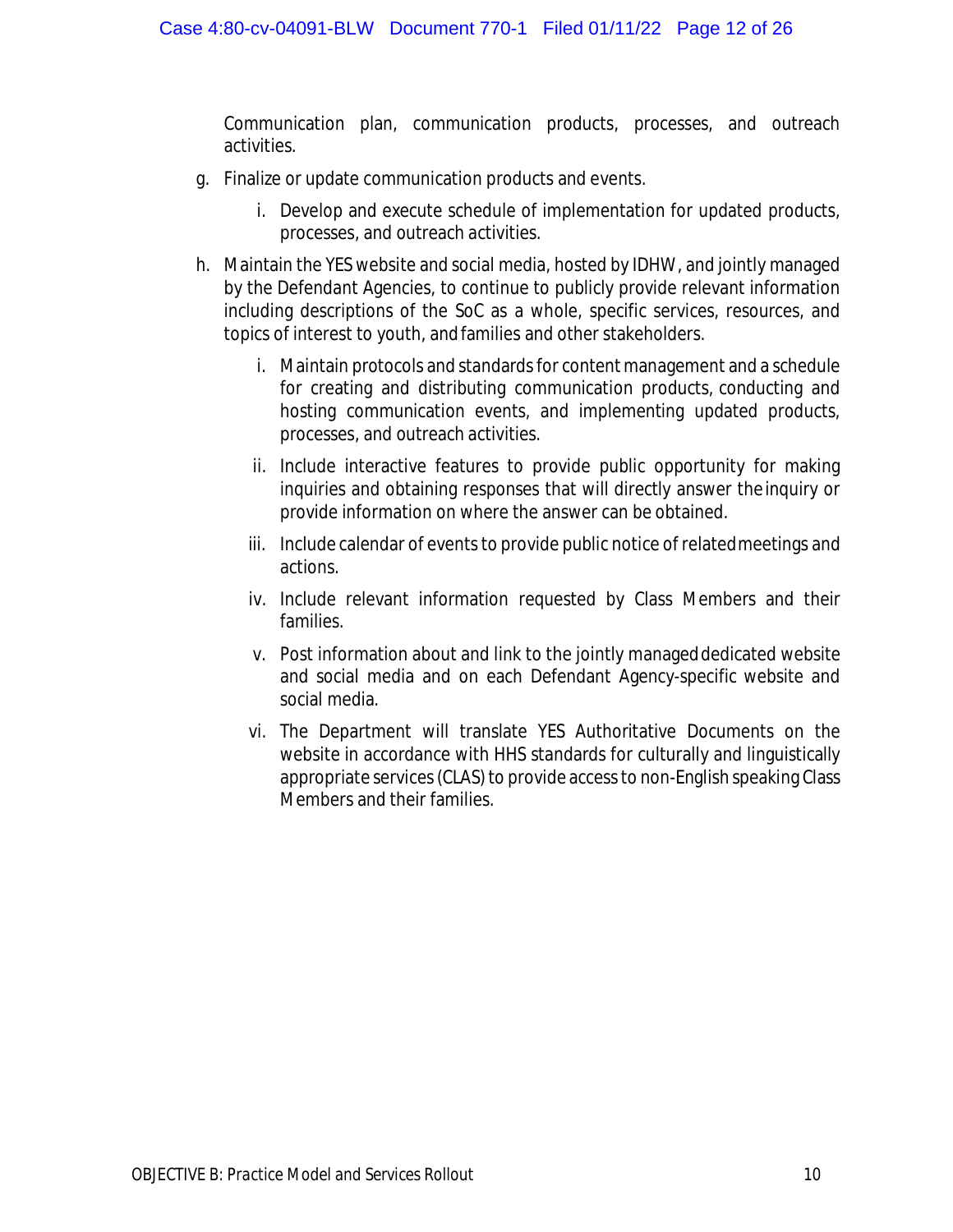Communication plan, communication products, processes, and outreach activities.

g. Finalize or update communication products and events.

    i. Develop and execute schedule of implementation for updated products, processes, and outreach activities.

h. Maintain the YES website and social media, hosted by IDHW, and jointly managed by the Defendant Agencies, to continue to publicly provide relevant information including descriptions of the SoC as a whole, specific services, resources, and topics of interest to youth, and families and other stakeholders.

    i. Maintain protocols and standards for content management and a schedule for creating and distributing communication products, conducting and hosting communication events, and implementing updated products, processes, and outreach activities.

    ii. Include interactive features to provide public opportunity for making inquiries and obtaining responses that will directly answer the inquiry or provide information on where the answer can be obtained.

    iii. Include calendar of events to provide public notice of related meetings and actions.

    iv. Include relevant information requested by Class Members and their families.

    v. Post information about and link to the jointly managed dedicated website and social media and on each Defendant Agency-specific website and social media.

    vi. The Department will translate YES Authoritative Documents on the website in accordance with HHS standards for culturally and linguistically appropriate services (CLAS) to provide access to non-English speaking Class Members and their families.